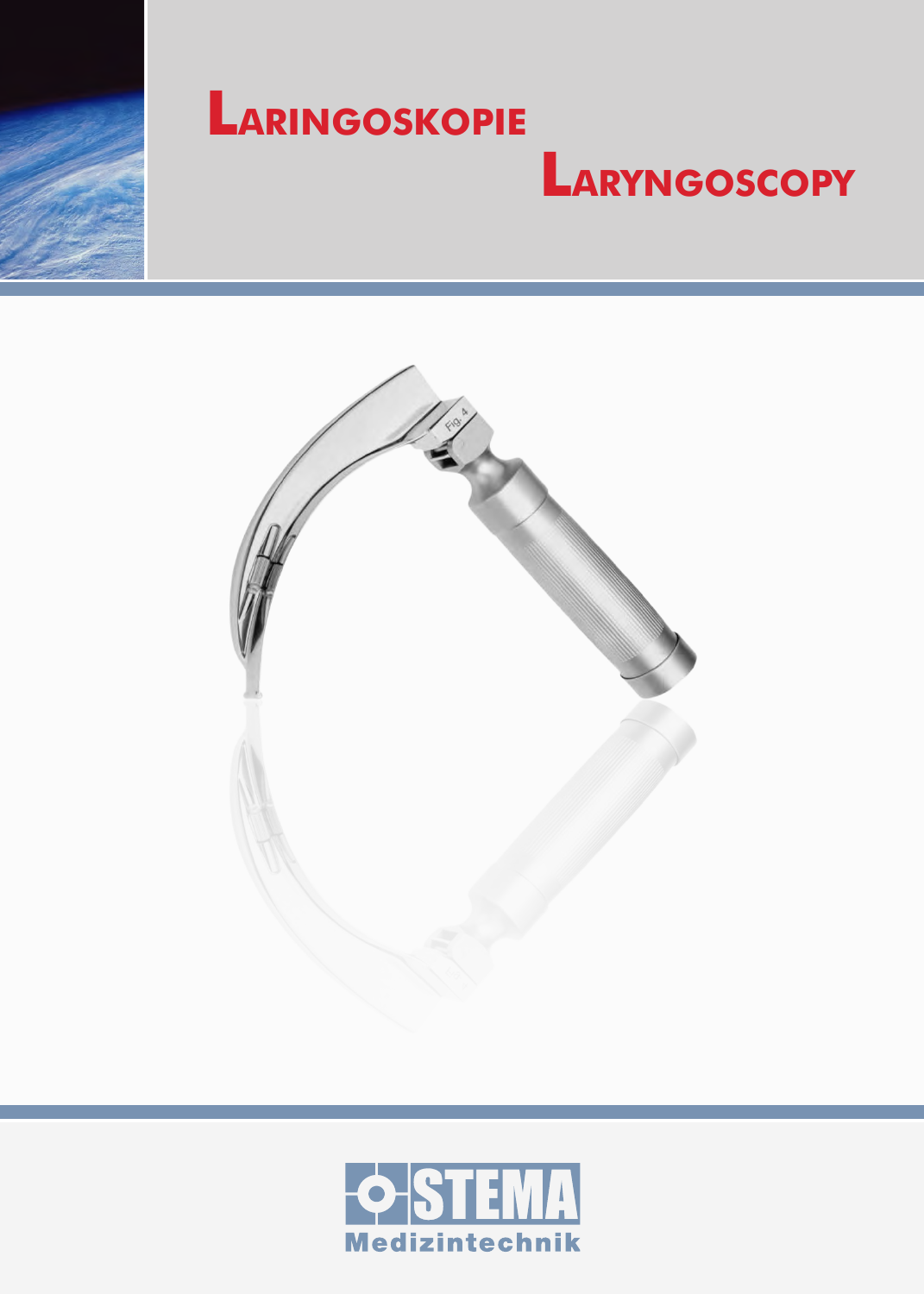# Laringoskopie

# Laryngoscopy

STEMA

Medizintechnik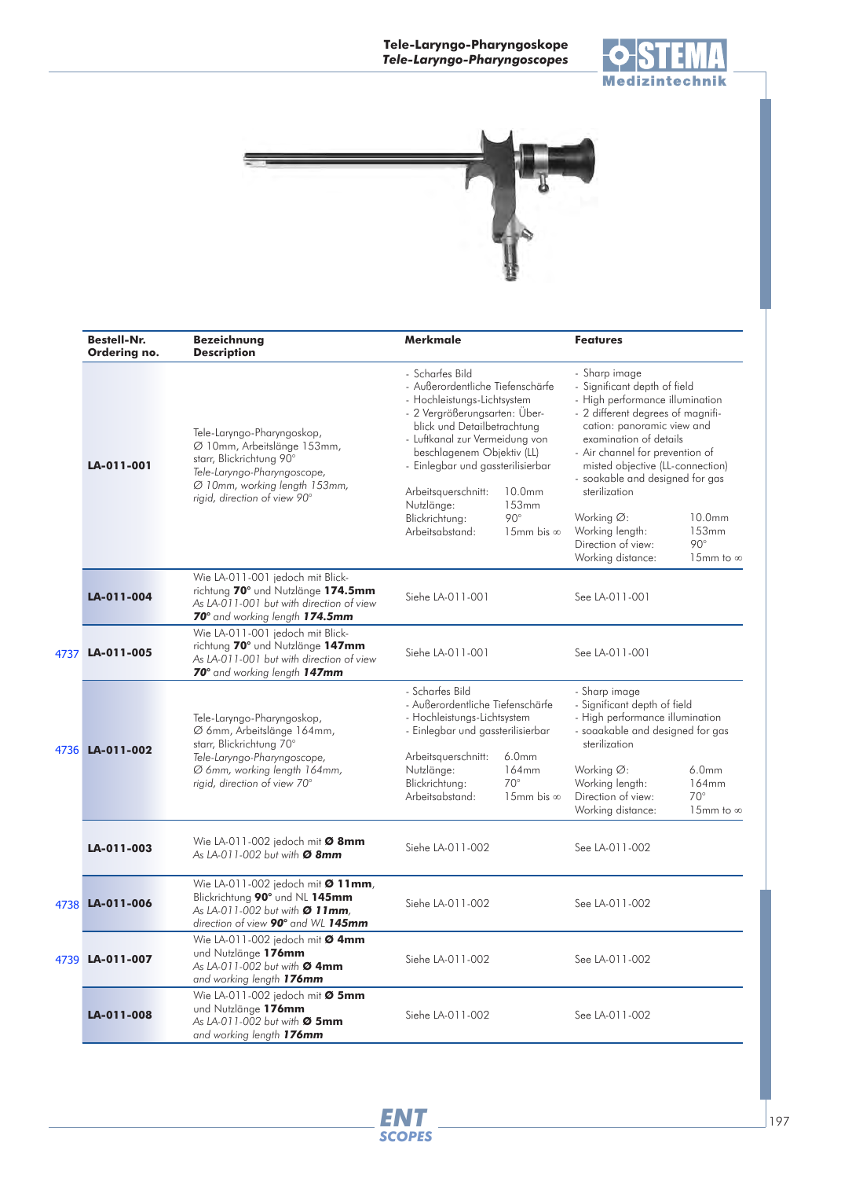# Tele-Larygno-Pharyngoskope
## *Tele-Laryngo-Pharyngoscopes*

| Bestell-Nr. Ordering no. | Bezeichnung Description | Merkmale | Features |
|---|---|---|---|
| **LA-011-001** | Tele-Laryngo-Pharyngoskop, Ø 10mm, Arbeitslänge 153mm, starr, Blickrichtung 90° *Tele-Laryngo-Pharyngoscope, Ø 10mm, working length 153mm, rigid, direction of view 90°* | - Scharfes Bild - Außerordentliche Tiefenschärfe - Hochleistungs-Lichtsystem - 2 Vergrößerungsarten: Überblick und Detailbetrachtung - Luftkanal zur Vermeidung von beschlagenem Objektiv (LL) - Einlegbar und gassterilisierbar<br>Arbeitsquerschnitt: 10.0mm<br>Nutzlänge: 153mm<br>Blickrichtung: 90°<br>Arbeitsabstand: 15mm bis ∞ | - Sharp image - Significant depth of field - High performance illumination - 2 different degrees of magnification: panoramic view and examination of details - Air channel for prevention of misted objective (LL-connection) - soakable and designed for gas sterilization<br>Working Ø: 10.0mm<br>Working length: 153mm<br>Direction of view: 90°<br>Working distance: 15mm to ∞ |
| **LA-011-004** | Wie LA-011-001 jedoch mit Blickrichtung **70°** und Nutzlänge **174.5mm** *As LA-011-001 but with direction of view **70°** and working length **174.5mm*** | Siehe LA-011-001 | See LA-011-001 |
| 4737 **LA-011-005** | Wie LA-011-001 jedoch mit Blickrichtung **70°** und Nutzlänge **147mm** *As LA-011-001 but with direction of view **70°** and working length **147mm*** | Siehe LA-011-001 | See LA-011-001 |
| 4736 **LA-011-002** | Tele-Laryngo-Pharyngoskop, Ø 6mm, Arbeitslänge 164mm, starr, Blickrichtung 70° *Tele-Laryngo-Pharyngoscope, Ø 6mm, working length 164mm, rigid, direction of view 70°* | - Scharfes Bild - Außerordentliche Tiefenschärfe - Hochleistungs-Lichtsystem - Einlegbar und gassterilisierbar<br>Arbeitsquerschnitt: 6.0mm<br>Nutzlänge: 164mm<br>Blickrichtung: 70°<br>Arbeitsabstand: 15mm bis ∞ | - Sharp image - Significant depth of field - High performance illumination - soaakable and designed for gas sterilization<br>Working Ø: 6.0mm<br>Working length: 164mm<br>Direction of view: 70°<br>Working distance: 15mm to ∞ |
| **LA-011-003** | Wie LA-011-002 jedoch mit **Ø 8mm** *As LA-011-002 but with **Ø 8mm*** | Siehe LA-011-002 | See LA-011-002 |
| 4738 **LA-011-006** | Wie LA-011-002 jedoch mit **Ø 11mm**, Blickrichtung **90°** und NL **145mm** *As LA-011-002 but with **Ø 11mm**, direction of view **90°** and WL **145mm*** | Siehe LA-011-002 | See LA-011-002 |
| 4739 **LA-011-007** | Wie LA-011-002 jedoch mit **Ø 4mm** und Nutzlänge **176mm** *As LA-011-002 but with **Ø 4mm** and working length **176mm*** | Siehe LA-011-002 | See LA-011-002 |
| **LA-011-008** | Wie LA-011-002 jedoch mit **Ø 5mm** und Nutzlänge **176mm** *As LA-011-002 but with **Ø 5mm** and working length **176mm*** | Siehe LA-011-002 | See LA-011-002 |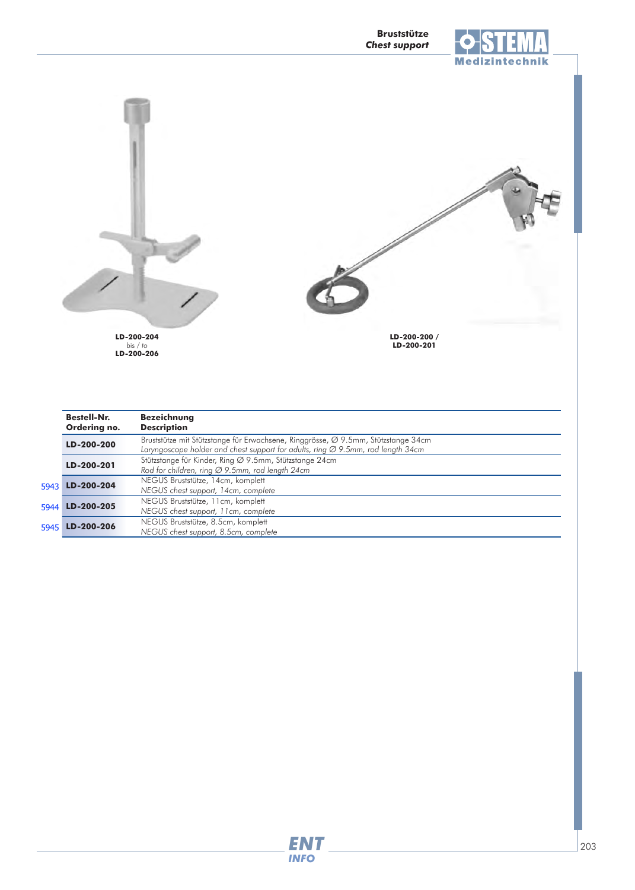**Bruststütze**
*Chest support*

**LD-200-204**
bis / to
**LD-200-206**

**LD-200-200 /**
**LD-200-201**

| | Bestell-Nr. Ordering no. | Bezeichnung Description |
|---|---|---|
| | **LD-200-200** | Bruststütze mit Stützstange für Erwachsene, Ringgrösse, Ø 9.5mm, Stützstange 34cm *Laryngoscope holder and chest support for adults, ring Ø 9.5mm, rod length 34cm* |
| | **LD-200-201** | Stützstange für Kinder, Ring Ø 9.5mm, Stützstange 24cm *Rod for children, ring Ø 9.5mm, rod length 24cm* |
| 5943 | **LD-200-204** | NEGUS Bruststütze, 14cm, komplett *NEGUS chest support, 14cm, complete* |
| 5944 | **LD-200-205** | NEGUS Bruststütze, 11cm, komplett *NEGUS chest support, 11cm, complete* |
| 5945 | **LD-200-206** | NEGUS Bruststütze, 8.5cm, komplett *NEGUS chest support, 8.5cm, complete* |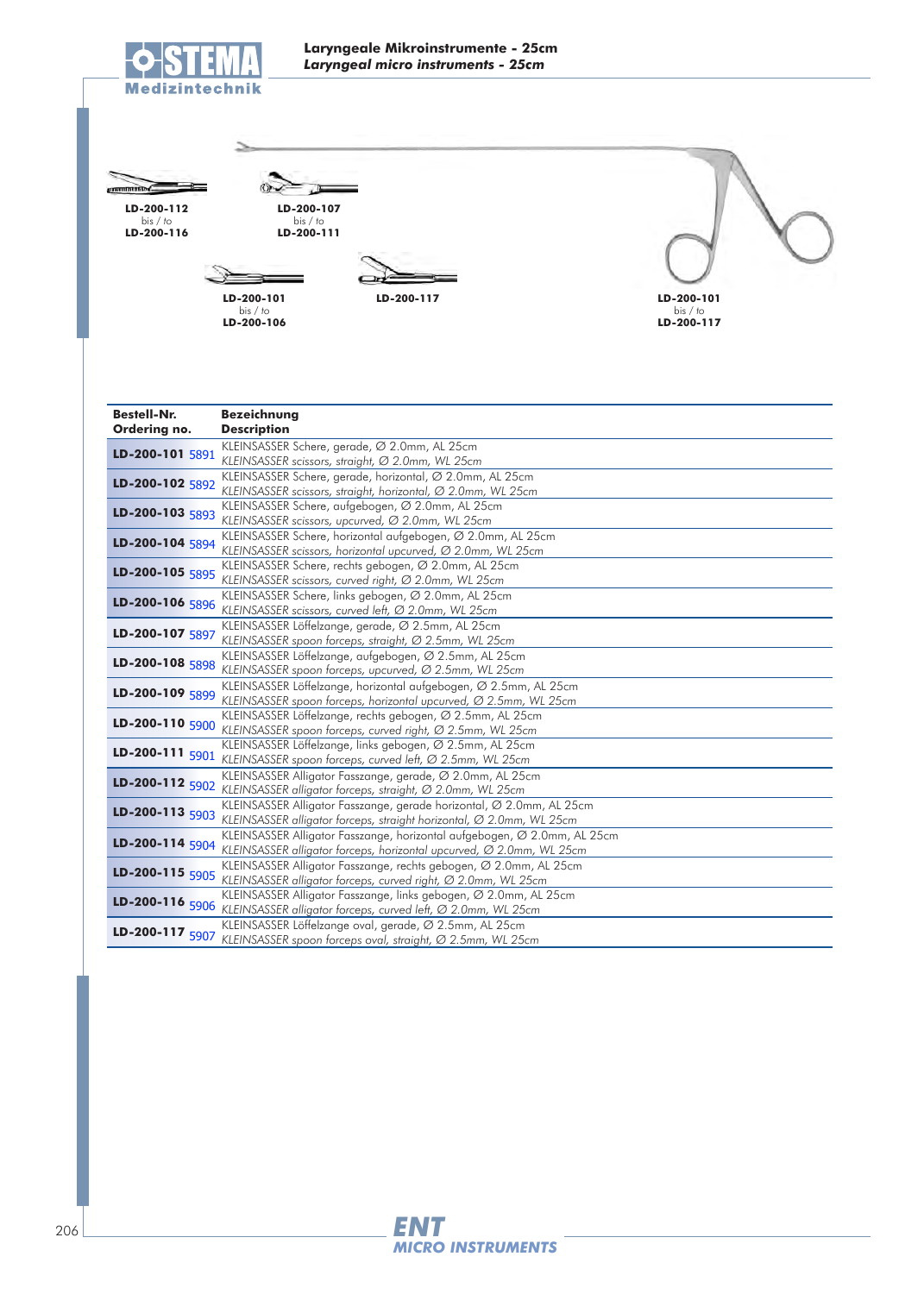# Laryngeale Mikroinstrumente - 25cm
## *Laryngeal micro instruments - 25cm*

**LD-200-112**
bis / to
**LD-200-116**

**LD-200-107**
bis / to
**LD-200-111**

**LD-200-101**
bis / to
**LD-200-106**

**LD-200-117**

**LD-200-101**
bis / to
**LD-200-117**

| Bestell-Nr. Ordering no. | Bezeichnung Description |
|---|---|
| **LD-200-101** 5891 | KLEINSASSER Schere, gerade, Ø 2.0mm, AL 25cm<br>*KLEINSASSER scissors, straight, Ø 2.0mm, WL 25cm* |
| **LD-200-102** 5892 | KLEINSASSER Schere, gerade, horizontal, Ø 2.0mm, AL 25cm<br>*KLEINSASSER scissors, straight, horizontal, Ø 2.0mm, WL 25cm* |
| **LD-200-103** 5893 | KLEINSASSER Schere, aufgebogen, Ø 2.0mm, AL 25cm<br>*KLEINSASSER scissors, upcurved, Ø 2.0mm, WL 25cm* |
| **LD-200-104** 5894 | KLEINSASSER Schere, horizontal aufgebogen, Ø 2.0mm, AL 25cm<br>*KLEINSASSER scissors, horizontal upcurved, Ø 2.0mm, WL 25cm* |
| **LD-200-105** 5895 | KLEINSASSER Schere, rechts gebogen, Ø 2.0mm, AL 25cm<br>*KLEINSASSER scissors, curved right, Ø 2.0mm, WL 25cm* |
| **LD-200-106** 5896 | KLEINSASSER Schere, links gebogen, Ø 2.0mm, AL 25cm<br>*KLEINSASSER scissors, curved left, Ø 2.0mm, WL 25cm* |
| **LD-200-107** 5897 | KLEINSASSER Löffelzange, gerade, Ø 2.5mm, AL 25cm<br>*KLEINSASSER spoon forceps, straight, Ø 2.5mm, WL 25cm* |
| **LD-200-108** 5898 | KLEINSASSER Löffelzange, aufgebogen, Ø 2.5mm, AL 25cm<br>*KLEINSASSER spoon forceps, upcurved, Ø 2.5mm, WL 25cm* |
| **LD-200-109** 5899 | KLEINSASSER Löffelzange, horizontal aufgebogen, Ø 2.5mm, AL 25cm<br>*KLEINSASSER spoon forceps, horizontal upcurved, Ø 2.5mm, WL 25cm* |
| **LD-200-110** 5900 | KLEINSASSER Löffelzange, rechts gebogen, Ø 2.5mm, AL 25cm<br>*KLEINSASSER spoon forceps, curved right, Ø 2.5mm, WL 25cm* |
| **LD-200-111** 5901 | KLEINSASSER Löffelzange, links gebogen, Ø 2.5mm, AL 25cm<br>*KLEINSASSER spoon forceps, curved left, Ø 2.5mm, WL 25cm* |
| **LD-200-112** 5902 | KLEINSASSER Alligator Fasszange, gerade, Ø 2.0mm, AL 25cm<br>*KLEINSASSER alligator forceps, straight, Ø 2.0mm, WL 25cm* |
| **LD-200-113** 5903 | KLEINSASSER Alligator Fasszange, gerade horizontal, Ø 2.0mm, AL 25cm<br>*KLEINSASSER alligator forceps, straight horizontal, Ø 2.0mm, WL 25cm* |
| **LD-200-114** 5904 | KLEINSASSER Alligator Fasszange, horizontal aufgebogen, Ø 2.0mm, AL 25cm<br>*KLEINSASSER alligator forceps, horizontal upcurved, Ø 2.0mm, WL 25cm* |
| **LD-200-115** 5905 | KLEINSASSER Alligator Fasszange, rechts gebogen, Ø 2.0mm, AL 25cm<br>*KLEINSASSER alligator forceps, curved right, Ø 2.0mm, WL 25cm* |
| **LD-200-116** 5906 | KLEINSASSER Alligator Fasszange, links gebogen, Ø 2.0mm, AL 25cm<br>*KLEINSASSER alligator forceps, curved left, Ø 2.0mm, WL 25cm* |
| **LD-200-117** 5907 | KLEINSASSER Löffelzange oval, gerade, Ø 2.5mm, AL 25cm<br>*KLEINSASSER spoon forceps oval, straight, Ø 2.5mm, WL 25cm* |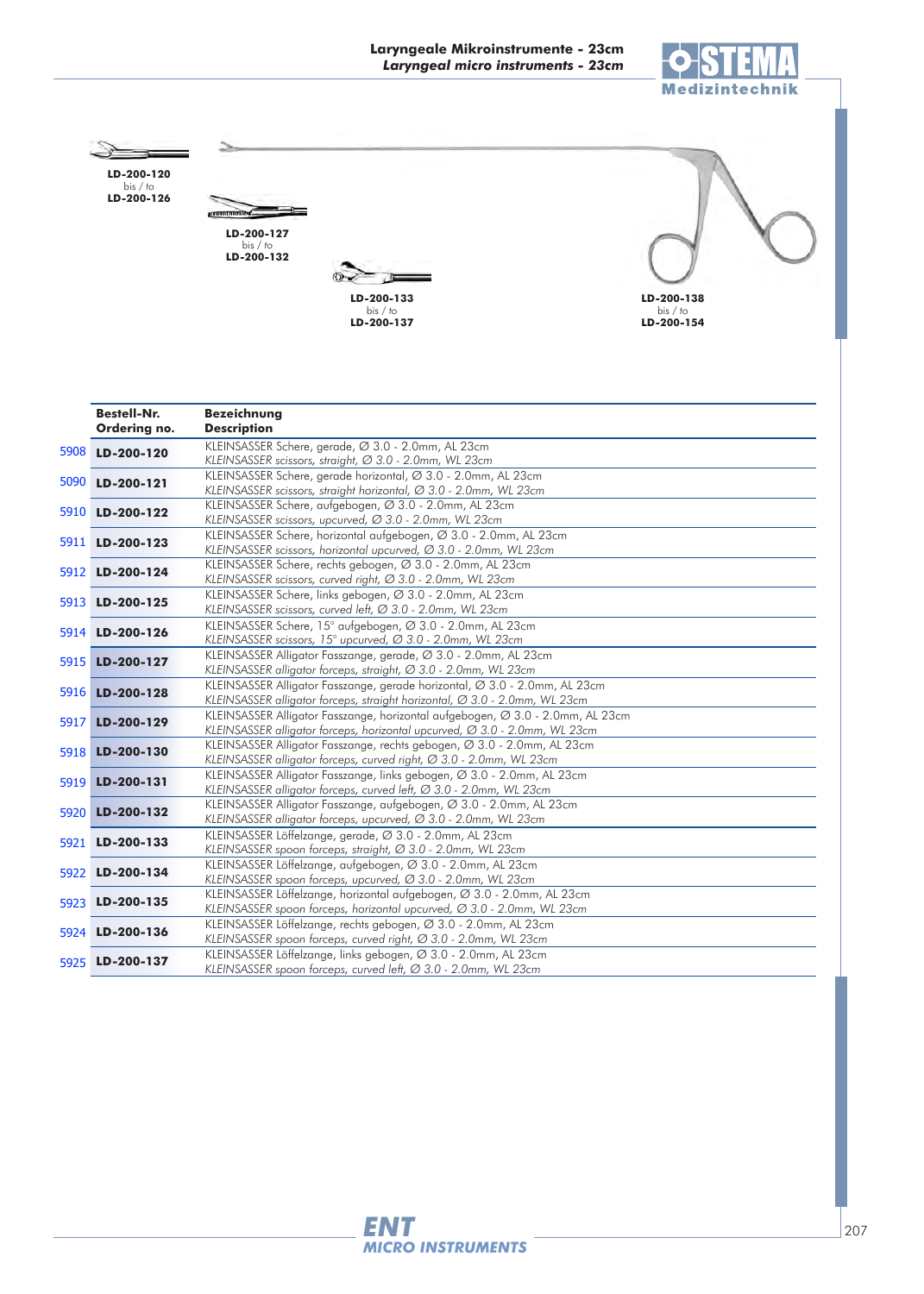# Laryngeale Mikroinstrumente - 23cm
## *Laryngeal micro instruments - 23cm*

**LD-200-120**
bis / *to*
**LD-200-126**

**LD-200-127**
bis / *to*
**LD-200-132**

**LD-200-133**
bis / *to*
**LD-200-137**

**LD-200-138**
bis / *to*
**LD-200-154**

| | Bestell-Nr. *Ordering no.* | Bezeichnung *Description* |
|---|---|---|
| 5908 | **LD-200-120** | KLEINSASSER Schere, gerade, Ø 3.0 - 2.0mm, AL 23cm *KLEINSASSER scissors, straight, Ø 3.0 - 2.0mm, WL 23cm* |
| 5090 | **LD-200-121** | KLEINSASSER Schere, gerade horizontal, Ø 3.0 - 2.0mm, AL 23cm *KLEINSASSER scissors, straight horizontal, Ø 3.0 - 2.0mm, WL 23cm* |
| 5910 | **LD-200-122** | KLEINSASSER Schere, aufgebogen, Ø 3.0 - 2.0mm, AL 23cm *KLEINSASSER scissors, upcurved, Ø 3.0 - 2.0mm, WL 23cm* |
| 5911 | **LD-200-123** | KLEINSASSER Schere, horizontal aufgebogen, Ø 3.0 - 2.0mm, AL 23cm *KLEINSASSER scissors, horizontal upcurved, Ø 3.0 - 2.0mm, WL 23cm* |
| 5912 | **LD-200-124** | KLEINSASSER Schere, rechts gebogen, Ø 3.0 - 2.0mm, AL 23cm *KLEINSASSER scissors, curved right, Ø 3.0 - 2.0mm, WL 23cm* |
| 5913 | **LD-200-125** | KLEINSASSER Schere, links gebogen, Ø 3.0 - 2.0mm, AL 23cm *KLEINSASSER scissors, curved left, Ø 3.0 - 2.0mm, WL 23cm* |
| 5914 | **LD-200-126** | KLEINSASSER Schere, 15° aufgebogen, Ø 3.0 - 2.0mm, AL 23cm *KLEINSASSER scissors, 15° upcurved, Ø 3.0 - 2.0mm, WL 23cm* |
| 5915 | **LD-200-127** | KLEINSASSER Alligator Fasszange, gerade, Ø 3.0 - 2.0mm, AL 23cm *KLEINSASSER alligator forceps, straight, Ø 3.0 - 2.0mm, WL 23cm* |
| 5916 | **LD-200-128** | KLEINSASSER Alligator Fasszange, gerade horizontal, Ø 3.0 - 2.0mm, AL 23cm *KLEINSASSER alligator forceps, straight horizontal, Ø 3.0 - 2.0mm, WL 23cm* |
| 5917 | **LD-200-129** | KLEINSASSER Alligator Fasszange, horizontal aufgebogen, Ø 3.0 - 2.0mm, AL 23cm *KLEINSASSER alligator forceps, horizontal upcurved, Ø 3.0 - 2.0mm, WL 23cm* |
| 5918 | **LD-200-130** | KLEINSASSER Alligator Fasszange, rechts gebogen, Ø 3.0 - 2.0mm, AL 23cm *KLEINSASSER alligator forceps, curved right, Ø 3.0 - 2.0mm, WL 23cm* |
| 5919 | **LD-200-131** | KLEINSASSER Alligator Fasszange, links gebogen, Ø 3.0 - 2.0mm, AL 23cm *KLEINSASSER alligator forceps, curved left, Ø 3.0 - 2.0mm, WL 23cm* |
| 5920 | **LD-200-132** | KLEINSASSER Alligator Fasszange, aufgebogen, Ø 3.0 - 2.0mm, AL 23cm *KLEINSASSER alligator forceps, upcurved, Ø 3.0 - 2.0mm, WL 23cm* |
| 5921 | **LD-200-133** | KLEINSASSER Löffelzange, gerade, Ø 3.0 - 2.0mm, AL 23cm *KLEINSASSER spoon forceps, straight, Ø 3.0 - 2.0mm, WL 23cm* |
| 5922 | **LD-200-134** | KLEINSASSER Löffelzange, aufgebogen, Ø 3.0 - 2.0mm, AL 23cm *KLEINSASSER spoon forceps, upcurved, Ø 3.0 - 2.0mm, WL 23cm* |
| 5923 | **LD-200-135** | KLEINSASSER Löffelzange, horizontal aufgebogen, Ø 3.0 - 2.0mm, AL 23cm *KLEINSASSER spoon forceps, horizontal upcurved, Ø 3.0 - 2.0mm, WL 23cm* |
| 5924 | **LD-200-136** | KLEINSASSER Löffelzange, rechts gebogen, Ø 3.0 - 2.0mm, AL 23cm *KLEINSASSER spoon forceps, curved right, Ø 3.0 - 2.0mm, WL 23cm* |
| 5925 | **LD-200-137** | KLEINSASSER Löffelzange, links gebogen, Ø 3.0 - 2.0mm, AL 23cm *KLEINSASSER spoon forceps, curved left, Ø 3.0 - 2.0mm, WL 23cm* |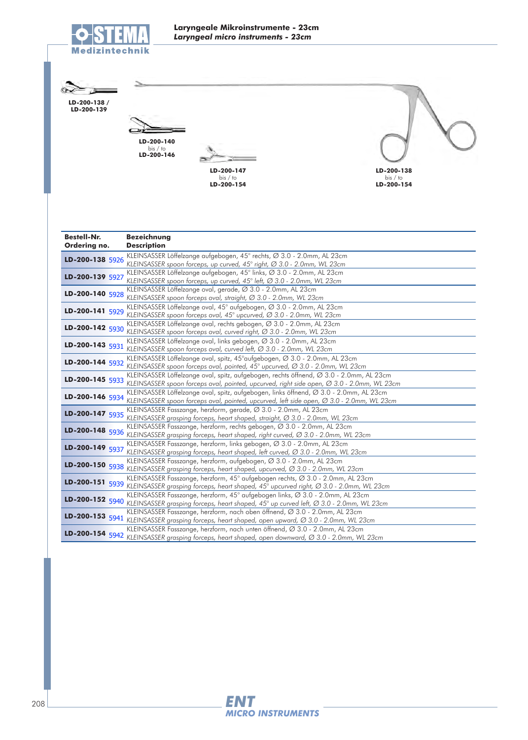# Laryngeale Mikroinstrumente - 23cm
*Laryngeal micro instruments - 23cm*

LD-200-138 / LD-200-139

LD-200-140 bis / to LD-200-146

LD-200-147 bis / to LD-200-154

LD-200-138 bis / to LD-200-154

| Bestell-Nr. Ordering no. | | Bezeichnung Description |
|---|---|---|
| **LD-200-138** | 5926 | KLEINSASSER Löffelzange aufgebogen, 45° rechts, Ø 3.0 - 2.0mm, AL 23cm<br>*KLEINSASSER spoon forceps, up curved, 45° right, Ø 3.0 - 2.0mm, WL 23cm* |
| **LD-200-139** | 5927 | KLEINSASSER Löffelzange aufgebogen, 45° links, Ø 3.0 - 2.0mm, AL 23cm<br>*KLEINSASSER spoon forceps, up curved, 45° left, Ø 3.0 - 2.0mm, WL 23cm* |
| **LD-200-140** | 5928 | KLEINSASSER Löffelzange oval, gerade, Ø 3.0 - 2.0mm, AL 23cm<br>*KLEINSASSER spoon forceps oval, straight, Ø 3.0 - 2.0mm, WL 23cm* |
| **LD-200-141** | 5929 | KLEINSASSER Löffelzange oval, 45° aufgebogen, Ø 3.0 - 2.0mm, AL 23cm<br>*KLEINSASSER spoon forceps oval, 45° upcurved, Ø 3.0 - 2.0mm, WL 23cm* |
| **LD-200-142** | 5930 | KLEINSASSER Löffelzange oval, rechts gebogen, Ø 3.0 - 2.0mm, AL 23cm<br>*KLEINSASSER spoon forceps oval, curved right, Ø 3.0 - 2.0mm, WL 23cm* |
| **LD-200-143** | 5931 | KLEINSASSER Löffelzange oval, links gebogen, Ø 3.0 - 2.0mm, AL 23cm<br>*KLEINSASSER spoon forceps oval, curved left, Ø 3.0 - 2.0mm, WL 23cm* |
| **LD-200-144** | 5932 | KLEINSASSER Löffelzange oval, spitz, 45°aufgebogen, Ø 3.0 - 2.0mm, AL 23cm<br>*KLEINSASSER spoon forceps oval, pointed, 45° upcurved, Ø 3.0 - 2.0mm, WL 23cm* |
| **LD-200-145** | 5933 | KLEINSASSER Löffelzange oval, spitz, aufgebogen, rechts öffnend, Ø 3.0 - 2.0mm, AL 23cm<br>*KLEINSASSER spoon forceps oval, pointed, upcurved, right side open, Ø 3.0 - 2.0mm, WL 23cm* |
| **LD-200-146** | 5934 | KLEINSASSER Löffelzange oval, spitz, aufgebogen, links öffnend, Ø 3.0 - 2.0mm, AL 23cm<br>*KLEINSASSER spoon forceps oval, pointed, upcurved, left side open, Ø 3.0 - 2.0mm, WL 23cm* |
| **LD-200-147** | 5935 | KLEINSASSER Fasszange, herzform, gerade, Ø 3.0 - 2.0mm, AL 23cm<br>*KLEINSASSER grasping forceps, heart shaped, straight, Ø 3.0 - 2.0mm, WL 23cm* |
| **LD-200-148** | 5936 | KLEINSASSER Fasszange, herzform, rechts gebogen, Ø 3.0 - 2.0mm, AL 23cm<br>*KLEINSASSER grasping forceps, heart shaped, right curved, Ø 3.0 - 2.0mm, WL 23cm* |
| **LD-200-149** | 5937 | KLEINSASSER Fasszange, herzform, links gebogen, Ø 3.0 - 2.0mm, AL 23cm<br>*KLEINSASSER grasping forceps, heart shaped, left curved, Ø 3.0 - 2.0mm, WL 23cm* |
| **LD-200-150** | 5938 | KLEINSASSER Fasszange, herzform, aufgebogen, Ø 3.0 - 2.0mm, AL 23cm<br>*KLEINSASSER grasping forceps, heart shaped, upcurved, Ø 3.0 - 2.0mm, WL 23cm* |
| **LD-200-151** | 5939 | KLEINSASSER Fasszange, herzform, 45° aufgebogen rechts, Ø 3.0 - 2.0mm, AL 23cm<br>*KLEINSASSER grasping forceps, heart shaped, 45° upcurved right, Ø 3.0 - 2.0mm, WL 23cm* |
| **LD-200-152** | 5940 | KLEINSASSER Fasszange, herzform, 45° aufgebogen links, Ø 3.0 - 2.0mm, AL 23cm<br>*KLEINSASSER grasping forceps, heart shaped, 45° up curved left, Ø 3.0 - 2.0mm, WL 23cm* |
| **LD-200-153** | 5941 | KLEINSASSER Fasszange, herzform, nach oben öffnend, Ø 3.0 - 2.0mm, AL 23cm<br>*KLEINSASSER grasping forceps, heart shaped, open upward, Ø 3.0 - 2.0mm, WL 23cm* |
| **LD-200-154** | 5942 | KLEINSASSER Fasszange, herzform, nach unten öffnend, Ø 3.0 - 2.0mm, AL 23cm<br>*KLEINSASSER grasping forceps, heart shaped, open downward, Ø 3.0 - 2.0mm, WL 23cm* |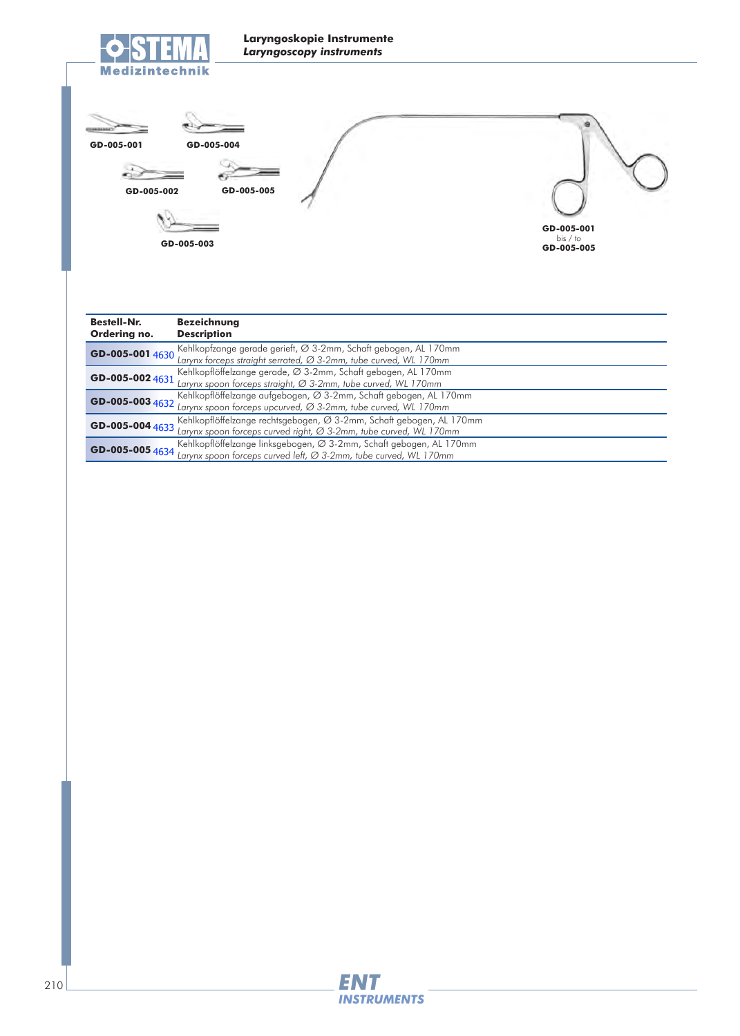## Laryngoskopie Instrumente
## *Laryngoscopy instruments*

GD-005-001

GD-005-004

GD-005-002

GD-005-005

GD-005-003

GD-005-001
bis / to
GD-005-005

| Bestell-Nr. Ordering no. | Bezeichnung Description |
|---|---|
| **GD-005-001** 4630 | Kehlkopfzange gerade gerieft, Ø 3-2mm, Schaft gebogen, AL 170mm<br>*Larynx forceps straight serrated, Ø 3-2mm, tube curved, WL 170mm* |
| **GD-005-002** 4631 | Kehlkopflöffelzange gerade, Ø 3-2mm, Schaft gebogen, AL 170mm<br>*Larynx spoon forceps straight, Ø 3-2mm, tube curved, WL 170mm* |
| **GD-005-003** 4632 | Kehlkopflöffelzange aufgebogen, Ø 3-2mm, Schaft gebogen, AL 170mm<br>*Larynx spoon forceps upcurved, Ø 3-2mm, tube curved, WL 170mm* |
| **GD-005-004** 4633 | Kehlkopflöffelzange rechtsgebogen, Ø 3-2mm, Schaft gebogen, AL 170mm<br>*Larynx spoon forceps curved right, Ø 3-2mm, tube curved, WL 170mm* |
| **GD-005-005** 4634 | Kehlkopflöffelzange linksgebogen, Ø 3-2mm, Schaft gebogen, AL 170mm<br>*Larynx spoon forceps curved left, Ø 3-2mm, tube curved, WL 170mm* |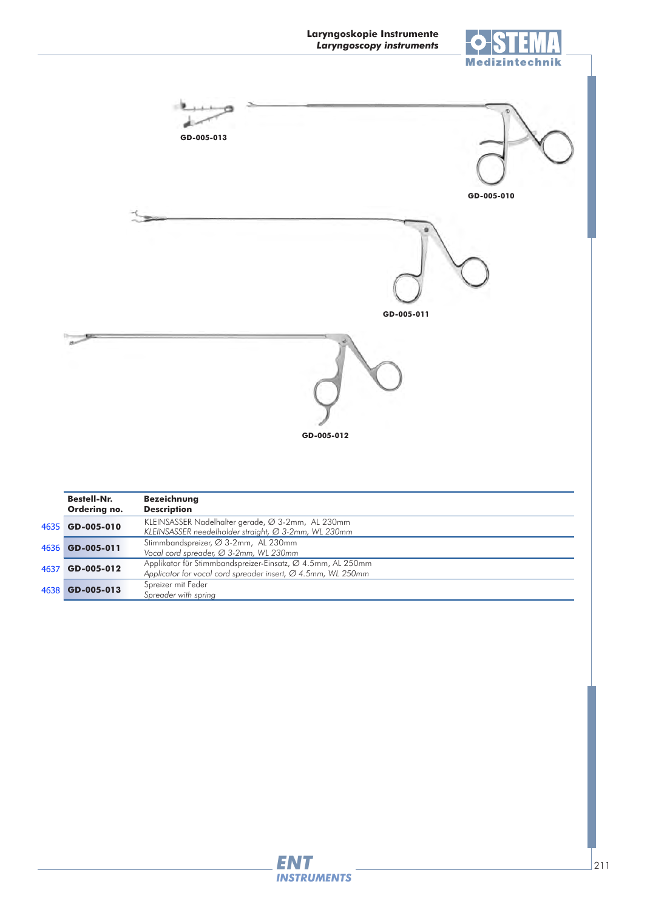Laryngoskopie Instrumente
*Laryngoscopy instruments*

GD-005-013

GD-005-010

GD-005-011

GD-005-012

| | Bestell-Nr. Ordering no. | Bezeichnung Description |
|---|---|---|
| 4635 | GD-005-010 | KLEINSASSER Nadelhalter gerade, Ø 3-2mm, AL 230mm *KLEINSASSER needelholder straight, Ø 3-2mm, WL 230mm* |
| 4636 | GD-005-011 | Stimmbandspreizer, Ø 3-2mm, AL 230mm *Vocal cord spreader, Ø 3-2mm, WL 230mm* |
| 4637 | GD-005-012 | Applikator für Stimmbandspreizer-Einsatz, Ø 4.5mm, AL 250mm *Applicator for vocal cord spreader insert, Ø 4.5mm, WL 250mm* |
| 4638 | GD-005-013 | Spreizer mit Feder *Spreader with spring* |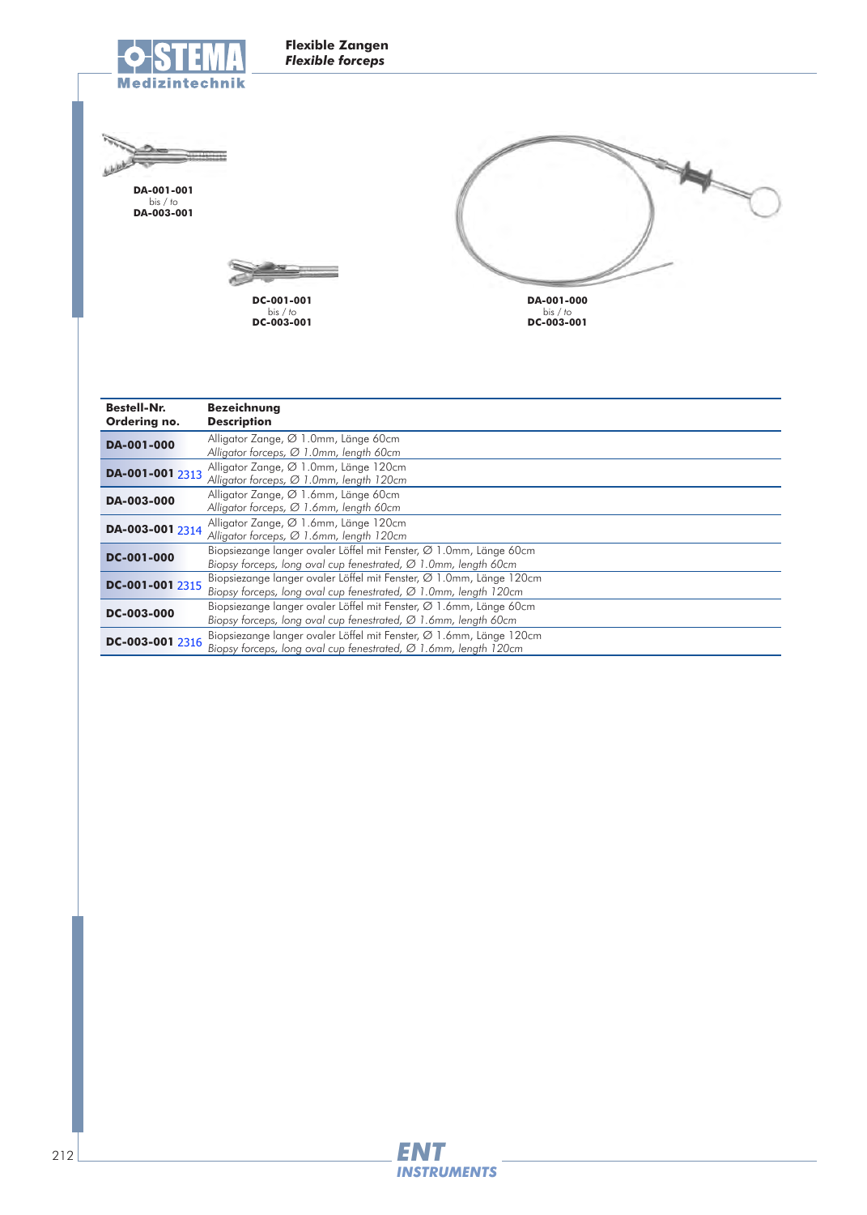# Flexible Zangen
***Flexible forceps***

**DA-001-001**
bis / *to*
**DA-003-001**

**DC-001-001**
bis / *to*
**DC-003-001**

**DA-001-000**
bis / *to*
**DC-003-001**

| **Bestell-Nr.**<br>**Ordering no.** | **Bezeichnung**<br>**Description** |
|---|---|
| **DA-001-000** | Alligator Zange, Ø 1.0mm, Länge 60cm<br>*Alligator forceps, Ø 1.0mm, length 60cm* |
| **DA-001-001** 2313 | Alligator Zange, Ø 1.0mm, Länge 120cm<br>*Alligator forceps, Ø 1.0mm, length 120cm* |
| **DA-003-000** | Alligator Zange, Ø 1.6mm, Länge 60cm<br>*Alligator forceps, Ø 1.6mm, length 60cm* |
| **DA-003-001** 2314 | Alligator Zange, Ø 1.6mm, Länge 120cm<br>*Alligator forceps, Ø 1.6mm, length 120cm* |
| **DC-001-000** | Biopsiezange langer ovaler Löffel mit Fenster, Ø 1.0mm, Länge 60cm<br>*Biopsy forceps, long oval cup fenestrated, Ø 1.0mm, length 60cm* |
| **DC-001-001** 2315 | Biopsiezange langer ovaler Löffel mit Fenster, Ø 1.0mm, Länge 120cm<br>*Biopsy forceps, long oval cup fenestrated, Ø 1.0mm, length 120cm* |
| **DC-003-000** | Biopsiezange langer ovaler Löffel mit Fenster, Ø 1.6mm, Länge 60cm<br>*Biopsy forceps, long oval cup fenestrated, Ø 1.6mm, length 60cm* |
| **DC-003-001** 2316 | Biopsiezange langer ovaler Löffel mit Fenster, Ø 1.6mm, Länge 120cm<br>*Biopsy forceps, long oval cup fenestrated, Ø 1.6mm, length 120cm* |